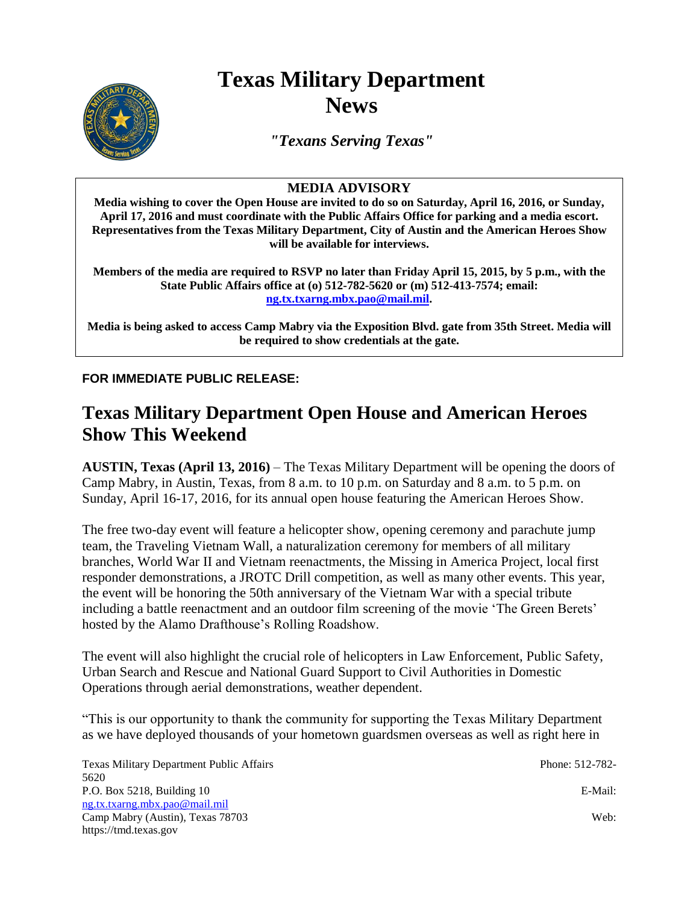# Texas Military Department News

*"Texans Serving Texas"*

**MEDIA ADVISORY**

**Media wishing to cover the Open House are invited to do so on Saturday, April 16, 2016, or Sunday, April 17, 2016 and must coordinate with the Public Affairs Office for parking and a media escort. Representatives from the Texas Military Department, City of Austin and the American Heroes Show will be available for interviews.**

**Members of the media are required to RSVP no later than Friday April 15, 2015, by 5 p.m., with the State Public Affairs office at (o) 512-782-5620 or (m) 512-413-7574; email: [ng.tx.txarng.mbx.pao@mail.mil](mailto:ng.tx.txarng.mbx.pao@mail.mil).**

**Media is being asked to access Camp Mabry via the Exposition Blvd. gate from 35th Street. Media will be required to show credentials at the gate.**

**FOR IMMEDIATE PUBLIC RELEASE:**

## Texas Military Department Open House and American Heroes Show This Weekend

**AUSTIN, Texas (April 13, 2016)** – The Texas Military Department will be opening the doors of Camp Mabry, in Austin, Texas, from 8 a.m. to 10 p.m. on Saturday and 8 a.m. to 5 p.m. on Sunday, April 16-17, 2016, for its annual open house featuring the American Heroes Show.

The free two-day event will feature a helicopter show, opening ceremony and parachute jump team, the Traveling Vietnam Wall, a naturalization ceremony for members of all military branches, World War II and Vietnam reenactments, the Missing in America Project, local first responder demonstrations, a JROTC Drill competition, as well as many other events. This year, the event will be honoring the 50th anniversary of the Vietnam War with a special tribute including a battle reenactment and an outdoor film screening of the movie 'The Green Berets' hosted by the Alamo Drafthouse's Rolling Roadshow.

The event will also highlight the crucial role of helicopters in Law Enforcement, Public Safety, Urban Search and Rescue and National Guard Support to Civil Authorities in Domestic Operations through aerial demonstrations, weather dependent.

"This is our opportunity to thank the community for supporting the Texas Military Department as we have deployed thousands of your hometown guardsmen overseas as well as right here in

Texas Military Department Public Affairs
P.O. Box 5218, Building 10
Camp Mabry (Austin), Texas 78703

Phone: 512-782-5620
E-Mail: [ng.tx.txarng.mbx.pao@mail.mil](mailto:ng.tx.txarng.mbx.pao@mail.mil)
Web: https://tmd.texas.gov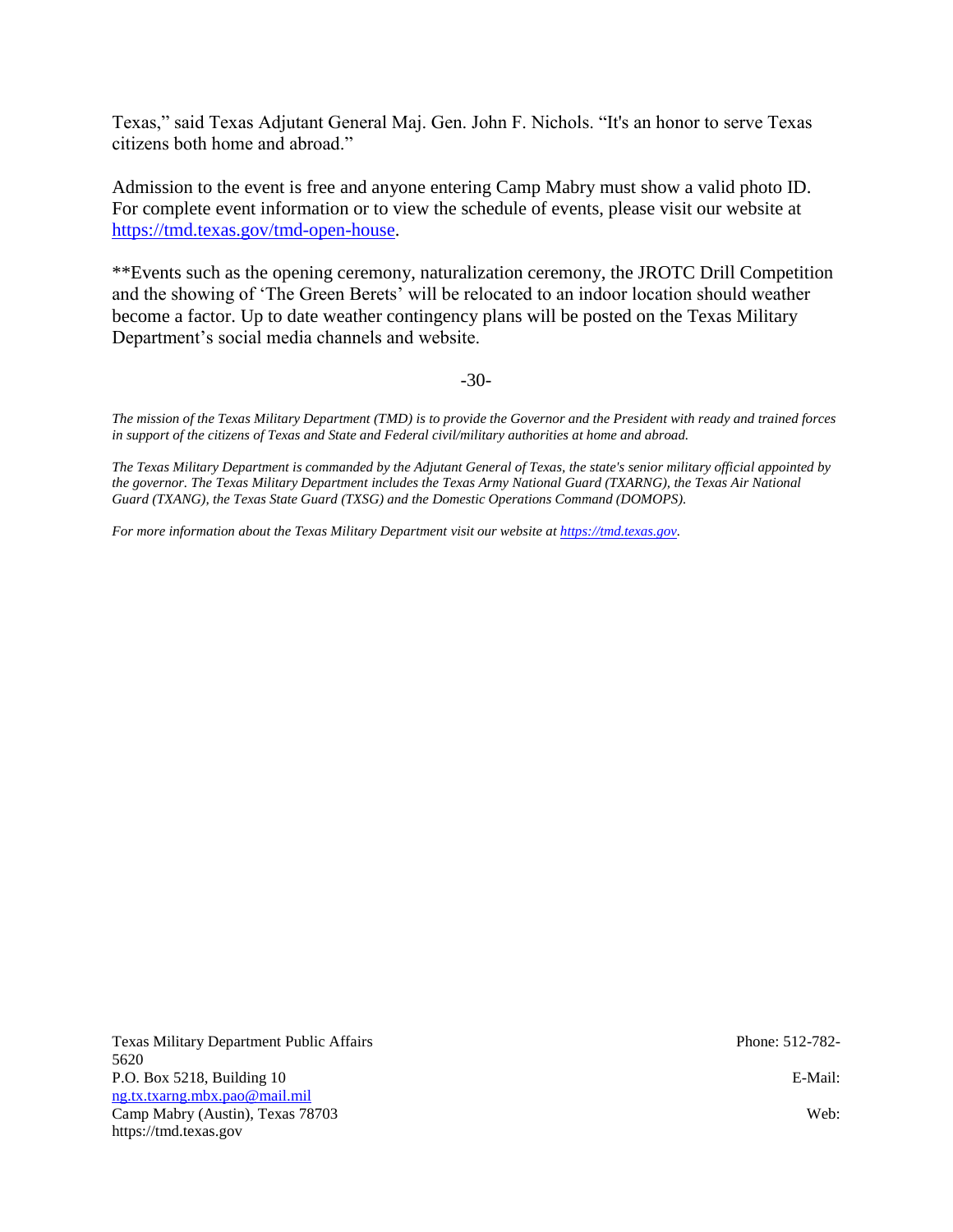Texas," said Texas Adjutant General Maj. Gen. John F. Nichols. "It's an honor to serve Texas citizens both home and abroad."

Admission to the event is free and anyone entering Camp Mabry must show a valid photo ID. For complete event information or to view the schedule of events, please visit our website at https://tmd.texas.gov/tmd-open-house.

**Events such as the opening ceremony, naturalization ceremony, the JROTC Drill Competition and the showing of 'The Green Berets' will be relocated to an indoor location should weather become a factor. Up to date weather contingency plans will be posted on the Texas Military Department's social media channels and website.

-30-

*The mission of the Texas Military Department (TMD) is to provide the Governor and the President with ready and trained forces in support of the citizens of Texas and State and Federal civil/military authorities at home and abroad.*

*The Texas Military Department is commanded by the Adjutant General of Texas, the state's senior military official appointed by the governor. The Texas Military Department includes the Texas Army National Guard (TXARNG), the Texas Air National Guard (TXANG), the Texas State Guard (TXSG) and the Domestic Operations Command (DOMOPS).*

*For more information about the Texas Military Department visit our website at https://tmd.texas.gov.*

Texas Military Department Public Affairs
P.O. Box 5218, Building 10
Camp Mabry (Austin), Texas 78703

Phone: 512-782-5620
E-Mail: ng.tx.txarng.mbx.pao@mail.mil
Web: https://tmd.texas.gov